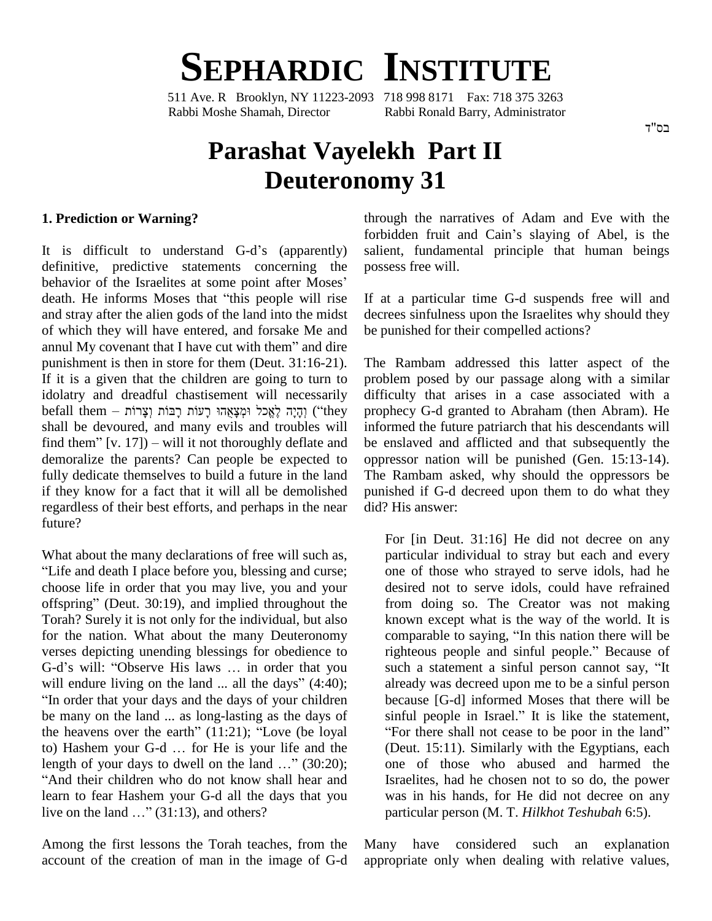# SEPHARDIC INSTITUTE

511 Ave. R Brooklyn, NY 11223-2093 718 998 8171 Fax: 718 375 3263
Rabbi Moshe Shamah, Director Rabbi Ronald Barry, Administrator

בס"ד

# Parashat Vayelekh Part II
# Deuteronomy 31

### 1. Prediction or Warning?

It is difficult to understand G-d's (apparently) definitive, predictive statements concerning the behavior of the Israelites at some point after Moses' death. He informs Moses that "this people will rise and stray after the alien gods of the land into the midst of which they will have entered, and forsake Me and annul My covenant that I have cut with them" and dire punishment is then in store for them (Deut. 31:16-21). If it is a given that the children are going to turn to idolatry and dreadful chastisement will necessarily befall them – וְהָיָה לֶאֱכֹל וּמְצָאֻהוּ רָעוֹת רַבּוֹת וְצָרוֹת ("they shall be devoured, and many evils and troubles will find them" [v. 17]) – will it not thoroughly deflate and demoralize the parents? Can people be expected to fully dedicate themselves to build a future in the land if they know for a fact that it will all be demolished regardless of their best efforts, and perhaps in the near future?

What about the many declarations of free will such as, "Life and death I place before you, blessing and curse; choose life in order that you may live, you and your offspring" (Deut. 30:19), and implied throughout the Torah? Surely it is not only for the individual, but also for the nation. What about the many Deuteronomy verses depicting unending blessings for obedience to G-d's will: "Observe His laws … in order that you will endure living on the land ... all the days" (4:40); "In order that your days and the days of your children be many on the land ... as long-lasting as the days of the heavens over the earth" (11:21); "Love (be loyal to) Hashem your G-d … for He is your life and the length of your days to dwell on the land …" (30:20); "And their children who do not know shall hear and learn to fear Hashem your G-d all the days that you live on the land …" (31:13), and others?

Among the first lessons the Torah teaches, from the account of the creation of man in the image of G-d through the narratives of Adam and Eve with the forbidden fruit and Cain's slaying of Abel, is the salient, fundamental principle that human beings possess free will.

If at a particular time G-d suspends free will and decrees sinfulness upon the Israelites why should they be punished for their compelled actions?

The Rambam addressed this latter aspect of the problem posed by our passage along with a similar difficulty that arises in a case associated with a prophecy G-d granted to Abraham (then Abram). He informed the future patriarch that his descendants will be enslaved and afflicted and that subsequently the oppressor nation will be punished (Gen. 15:13-14). The Rambam asked, why should the oppressors be punished if G-d decreed upon them to do what they did? His answer:

> For [in Deut. 31:16] He did not decree on any particular individual to stray but each and every one of those who strayed to serve idols, had he desired not to serve idols, could have refrained from doing so. The Creator was not making known except what is the way of the world. It is comparable to saying, "In this nation there will be righteous people and sinful people." Because of such a statement a sinful person cannot say, "It already was decreed upon me to be a sinful person because [G-d] informed Moses that there will be sinful people in Israel." It is like the statement, "For there shall not cease to be poor in the land" (Deut. 15:11). Similarly with the Egyptians, each one of those who abused and harmed the Israelites, had he chosen not to so do, the power was in his hands, for He did not decree on any particular person (M. T. *Hilkhot Teshubah* 6:5).

Many have considered such an explanation appropriate only when dealing with relative values,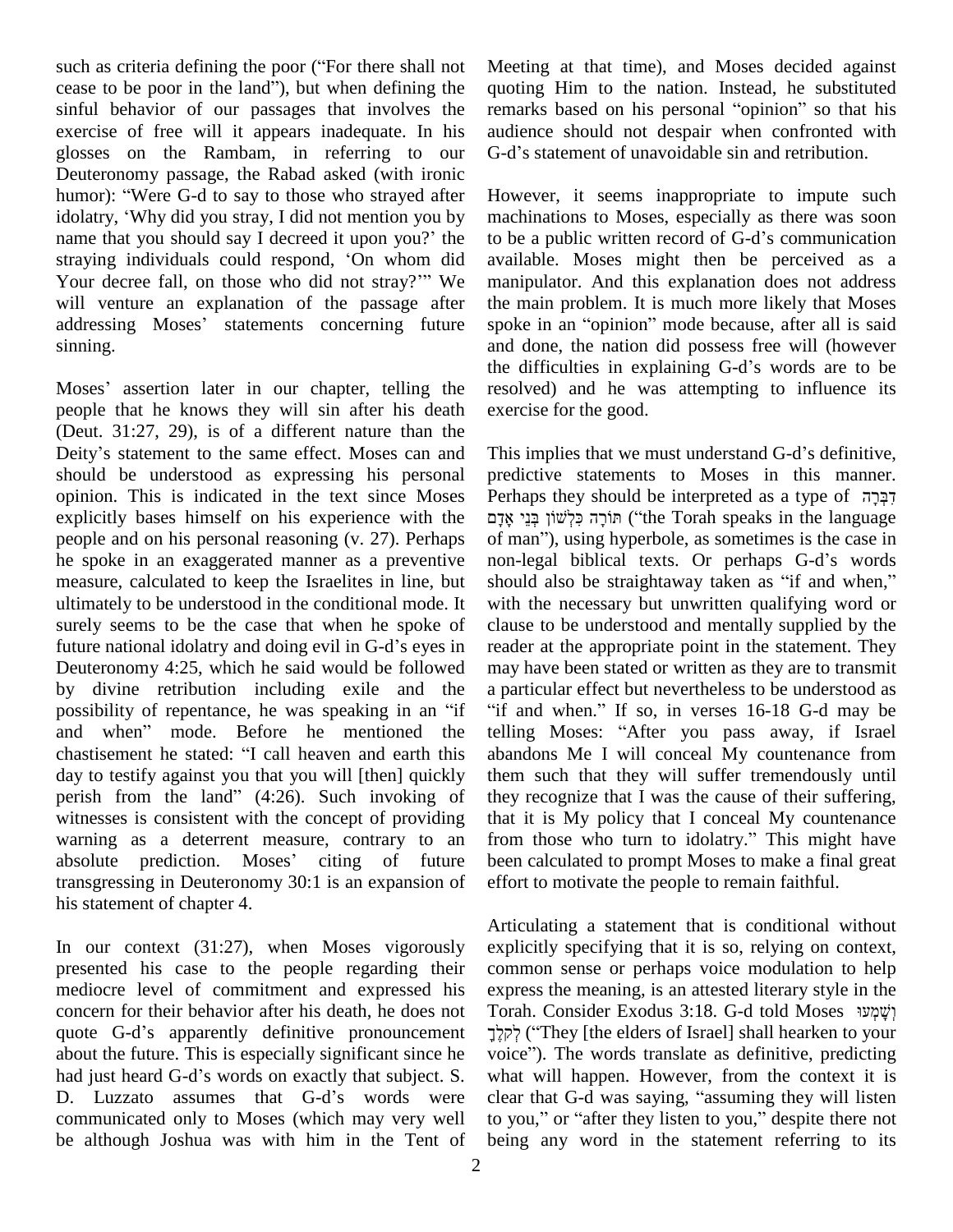such as criteria defining the poor ("For there shall not cease to be poor in the land"), but when defining the sinful behavior of our passages that involves the exercise of free will it appears inadequate. In his glosses on the Rambam, in referring to our Deuteronomy passage, the Rabad asked (with ironic humor): "Were G-d to say to those who strayed after idolatry, 'Why did you stray, I did not mention you by name that you should say I decreed it upon you?' the straying individuals could respond, 'On whom did Your decree fall, on those who did not stray?'" We will venture an explanation of the passage after addressing Moses' statements concerning future sinning.

Moses' assertion later in our chapter, telling the people that he knows they will sin after his death (Deut. 31:27, 29), is of a different nature than the Deity's statement to the same effect. Moses can and should be understood as expressing his personal opinion. This is indicated in the text since Moses explicitly bases himself on his experience with the people and on his personal reasoning (v. 27). Perhaps he spoke in an exaggerated manner as a preventive measure, calculated to keep the Israelites in line, but ultimately to be understood in the conditional mode. It surely seems to be the case that when he spoke of future national idolatry and doing evil in G-d's eyes in Deuteronomy 4:25, which he said would be followed by divine retribution including exile and the possibility of repentance, he was speaking in an "if and when" mode. Before he mentioned the chastisement he stated: "I call heaven and earth this day to testify against you that you will [then] quickly perish from the land" (4:26). Such invoking of witnesses is consistent with the concept of providing warning as a deterrent measure, contrary to an absolute prediction. Moses' citing of future transgressing in Deuteronomy 30:1 is an expansion of his statement of chapter 4.

In our context (31:27), when Moses vigorously presented his case to the people regarding their mediocre level of commitment and expressed his concern for their behavior after his death, he does not quote G-d's apparently definitive pronouncement about the future. This is especially significant since he had just heard G-d's words on exactly that subject. S. D. Luzzato assumes that G-d's words were communicated only to Moses (which may very well be although Joshua was with him in the Tent of Meeting at that time), and Moses decided against quoting Him to the nation. Instead, he substituted remarks based on his personal "opinion" so that his audience should not despair when confronted with G-d's statement of unavoidable sin and retribution.

However, it seems inappropriate to impute such machinations to Moses, especially as there was soon to be a public written record of G-d's communication available. Moses might then be perceived as a manipulator. And this explanation does not address the main problem. It is much more likely that Moses spoke in an "opinion" mode because, after all is said and done, the nation did possess free will (however the difficulties in explaining G-d's words are to be resolved) and he was attempting to influence its exercise for the good.

This implies that we must understand G-d's definitive, predictive statements to Moses in this manner. Perhaps they should be interpreted as a type of דִּבְּרָה תּוֹרָה כִּלְשׁוֹן בְּנֵי אָדָם ("the Torah speaks in the language of man"), using hyperbole, as sometimes is the case in non-legal biblical texts. Or perhaps G-d's words should also be straightaway taken as "if and when," with the necessary but unwritten qualifying word or clause to be understood and mentally supplied by the reader at the appropriate point in the statement. They may have been stated or written as they are to transmit a particular effect but nevertheless to be understood as "if and when." If so, in verses 16-18 G-d may be telling Moses: "After you pass away, if Israel abandons Me I will conceal My countenance from them such that they will suffer tremendously until they recognize that I was the cause of their suffering, that it is My policy that I conceal My countenance from those who turn to idolatry." This might have been calculated to prompt Moses to make a final great effort to motivate the people to remain faithful.

Articulating a statement that is conditional without explicitly specifying that it is so, relying on context, common sense or perhaps voice modulation to help express the meaning, is an attested literary style in the Torah. Consider Exodus 3:18. G-d told Moses וְשָׁמְעוּ לְקֹלֶךָ ("They [the elders of Israel] shall hearken to your voice"). The words translate as definitive, predicting what will happen. However, from the context it is clear that G-d was saying, "assuming they will listen to you," or "after they listen to you," despite there not being any word in the statement referring to its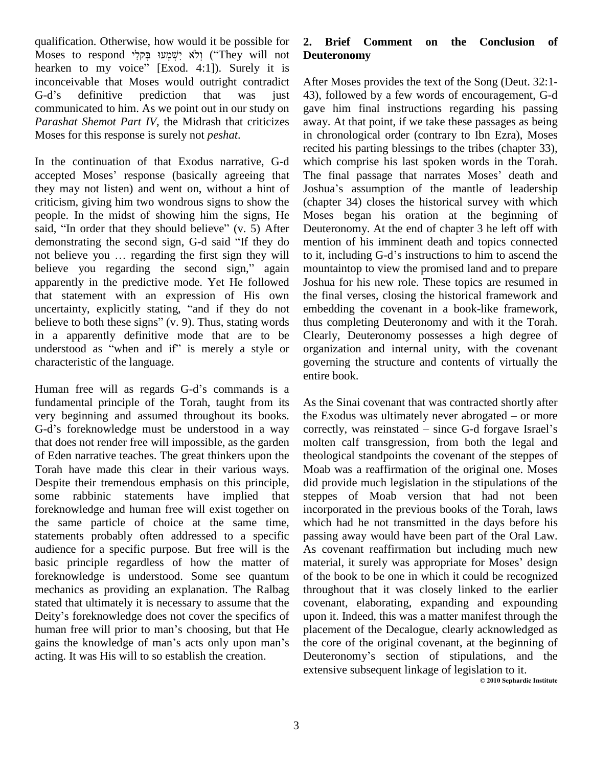qualification. Otherwise, how would it be possible for Moses to respond וְלֹא יִשְׁמְעוּ בְּקֹלִי ("They will not hearken to my voice" [Exod. 4:1]). Surely it is inconceivable that Moses would outright contradict G-d's definitive prediction that was just communicated to him. As we point out in our study on *Parashat Shemot Part IV*, the Midrash that criticizes Moses for this response is surely not *peshat*.

In the continuation of that Exodus narrative, G-d accepted Moses' response (basically agreeing that they may not listen) and went on, without a hint of criticism, giving him two wondrous signs to show the people. In the midst of showing him the signs, He said, "In order that they should believe" (v. 5) After demonstrating the second sign, G-d said "If they do not believe you … regarding the first sign they will believe you regarding the second sign," again apparently in the predictive mode. Yet He followed that statement with an expression of His own uncertainty, explicitly stating, "and if they do not believe to both these signs" (v. 9). Thus, stating words in a apparently definitive mode that are to be understood as "when and if" is merely a style or characteristic of the language.

Human free will as regards G-d's commands is a fundamental principle of the Torah, taught from its very beginning and assumed throughout its books. G-d's foreknowledge must be understood in a way that does not render free will impossible, as the garden of Eden narrative teaches. The great thinkers upon the Torah have made this clear in their various ways. Despite their tremendous emphasis on this principle, some rabbinic statements have implied that foreknowledge and human free will exist together on the same particle of choice at the same time, statements probably often addressed to a specific audience for a specific purpose. But free will is the basic principle regardless of how the matter of foreknowledge is understood. Some see quantum mechanics as providing an explanation. The Ralbag stated that ultimately it is necessary to assume that the Deity's foreknowledge does not cover the specifics of human free will prior to man's choosing, but that He gains the knowledge of man's acts only upon man's acting. It was His will to so establish the creation.

## 2. Brief Comment on the Conclusion of Deuteronomy

After Moses provides the text of the Song (Deut. 32:1-43), followed by a few words of encouragement, G-d gave him final instructions regarding his passing away. At that point, if we take these passages as being in chronological order (contrary to Ibn Ezra), Moses recited his parting blessings to the tribes (chapter 33), which comprise his last spoken words in the Torah. The final passage that narrates Moses' death and Joshua's assumption of the mantle of leadership (chapter 34) closes the historical survey with which Moses began his oration at the beginning of Deuteronomy. At the end of chapter 3 he left off with mention of his imminent death and topics connected to it, including G-d's instructions to him to ascend the mountaintop to view the promised land and to prepare Joshua for his new role. These topics are resumed in the final verses, closing the historical framework and embedding the covenant in a book-like framework, thus completing Deuteronomy and with it the Torah. Clearly, Deuteronomy possesses a high degree of organization and internal unity, with the covenant governing the structure and contents of virtually the entire book.

As the Sinai covenant that was contracted shortly after the Exodus was ultimately never abrogated – or more correctly, was reinstated – since G-d forgave Israel's molten calf transgression, from both the legal and theological standpoints the covenant of the steppes of Moab was a reaffirmation of the original one. Moses did provide much legislation in the stipulations of the steppes of Moab version that had not been incorporated in the previous books of the Torah, laws which had he not transmitted in the days before his passing away would have been part of the Oral Law. As covenant reaffirmation but including much new material, it surely was appropriate for Moses' design of the book to be one in which it could be recognized throughout that it was closely linked to the earlier covenant, elaborating, expanding and expounding upon it. Indeed, this was a matter manifest through the placement of the Decalogue, clearly acknowledged as the core of the original covenant, at the beginning of Deuteronomy's section of stipulations, and the extensive subsequent linkage of legislation to it.

**© 2010 Sephardic Institute**